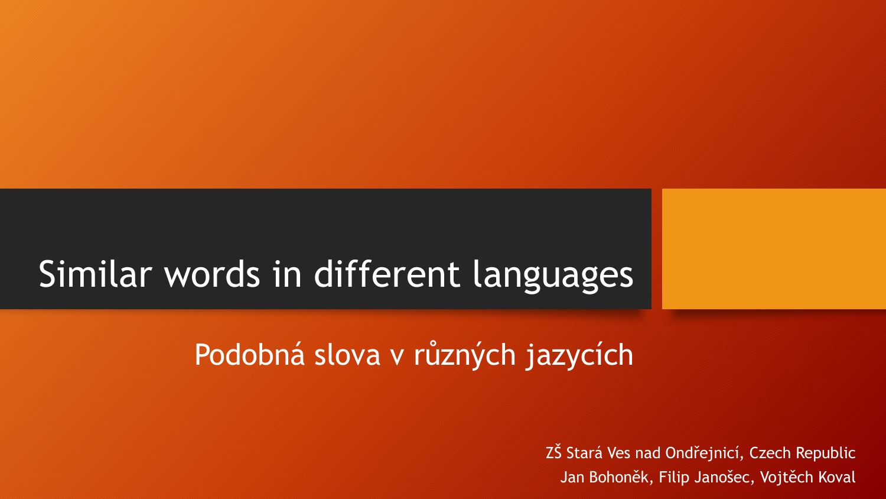# Similar words in different languages

## Podobná slova v různých jazycích

ZŠ Stará Ves nad Ondřejnicí, Czech Republic

Jan Bohoněk, Filip Janošec, Vojtěch Koval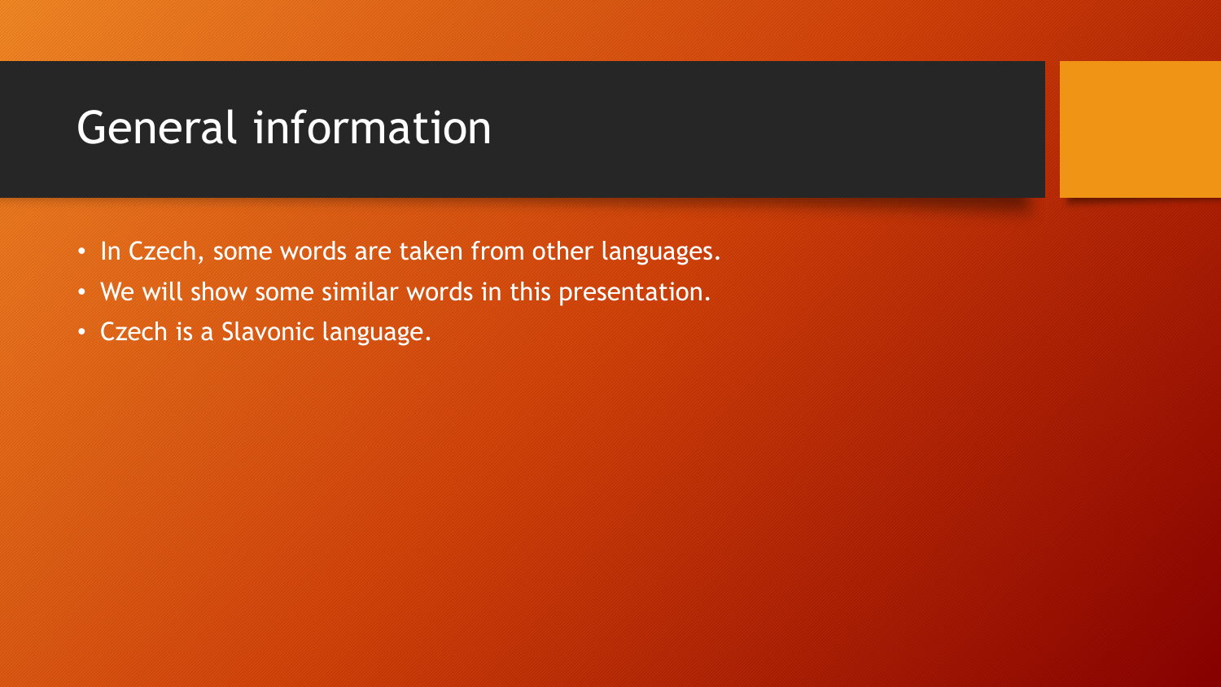# General information

- In Czech, some words are taken from other languages.
- We will show some similar words in this presentation.
- Czech is a Slavonic language.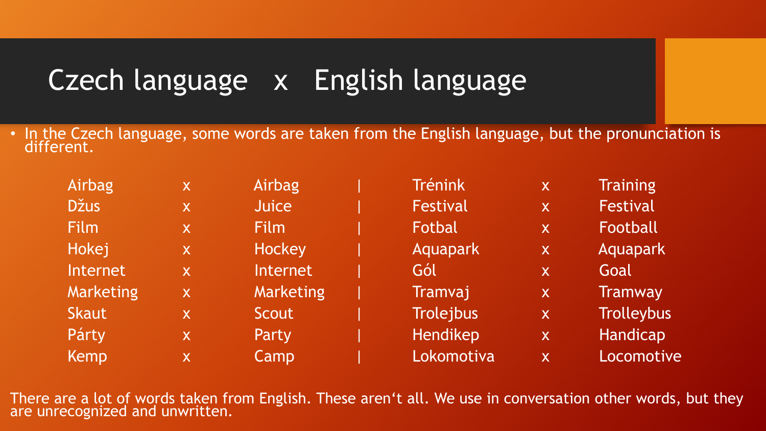# Czech language x English language

- In the Czech language, some words are taken from the English language, but the pronunciation is different.

| Czech | | English | | Czech | | English |
|---|---|---|---|---|---|---|
| Airbag | x | Airbag | \| | Trénink | x | Training |
| Džus | x | Juice | \| | Festival | x | Festival |
| Film | x | Film | \| | Fotbal | x | Football |
| Hokej | x | Hockey | \| | Aquapark | x | Aquapark |
| Internet | x | Internet | \| | Gól | x | Goal |
| Marketing | x | Marketing | \| | Tramvaj | x | Tramway |
| Skaut | x | Scout | \| | Trolejbus | x | Trolleybus |
| Párty | x | Party | \| | Hendikep | x | Handicap |
| Kemp | x | Camp | \| | Lokomotiva | x | Locomotive |

There are a lot of words taken from English. These aren‘t all. We use in conversation other words, but they are unrecognized and unwritten.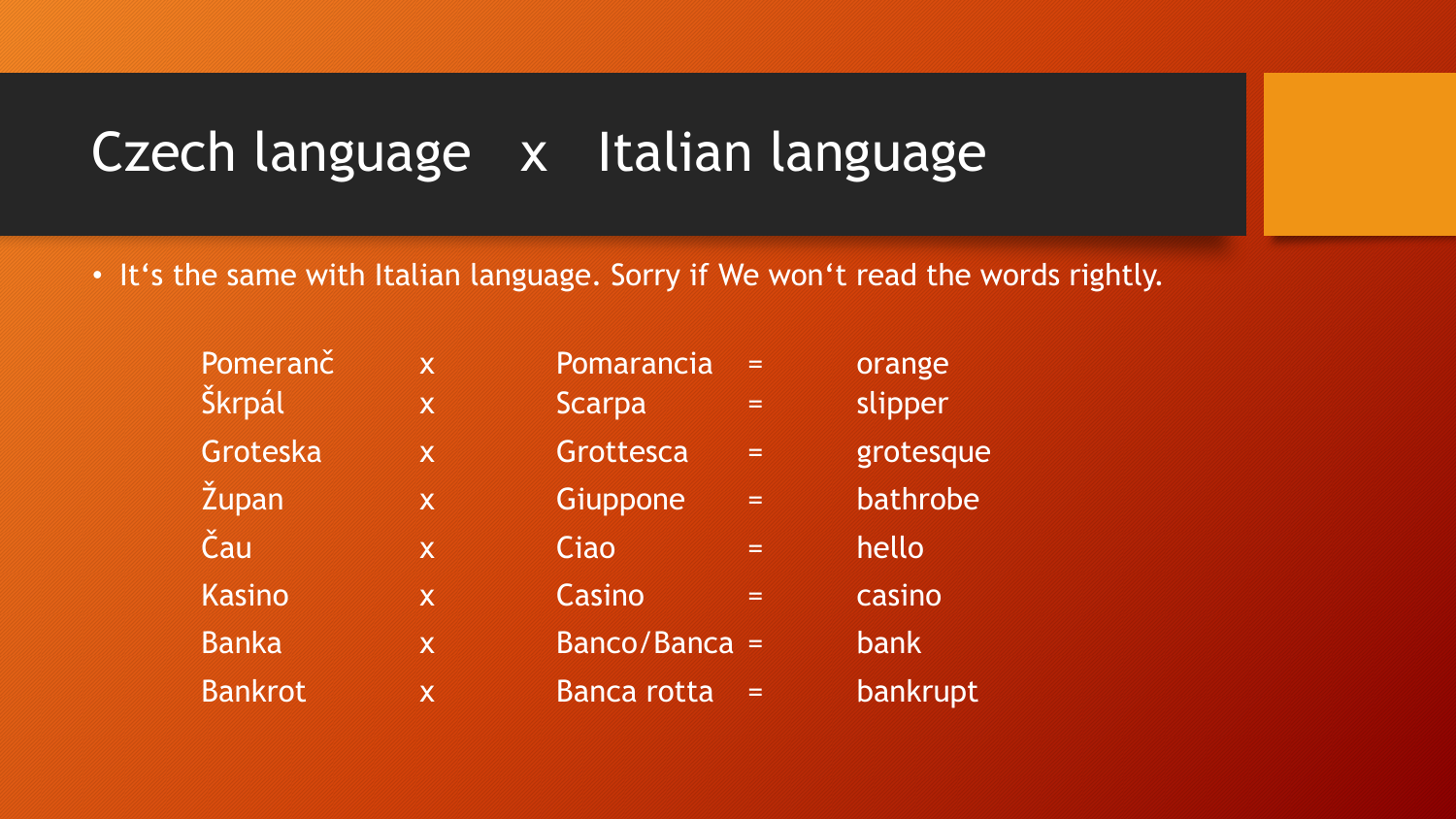# Czech language x Italian language

- It‘s the same with Italian language. Sorry if We won‘t read the words rightly.

| Czech | | Italian | | English |
|---|---|---|---|---|
| Pomeranč | x | Pomarancia | = | orange |
| Škrpál | x | Scarpa | = | slipper |
| Groteska | x | Grottesca | = | grotesque |
| Župan | x | Giuppone | = | bathrobe |
| Čau | x | Ciao | = | hello |
| Kasino | x | Casino | = | casino |
| Banka | x | Banco/Banca | = | bank |
| Bankrot | x | Banca rotta | = | bankrupt |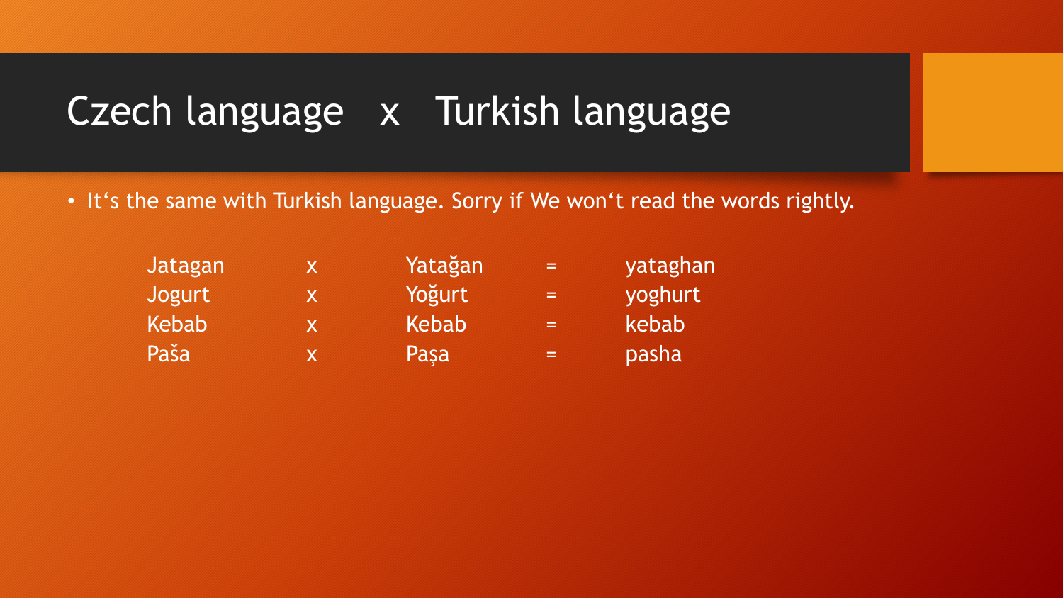# Czech language x Turkish language

- It‘s the same with Turkish language. Sorry if We won‘t read the words rightly.

| | | | | |
|---|---|---|---|---|
| Jatagan | x | Yatağan | = | yataghan |
| Jogurt | x | Yoğurt | = | yoghurt |
| Kebab | x | Kebab | = | kebab |
| Paša | x | Paşa | = | pasha |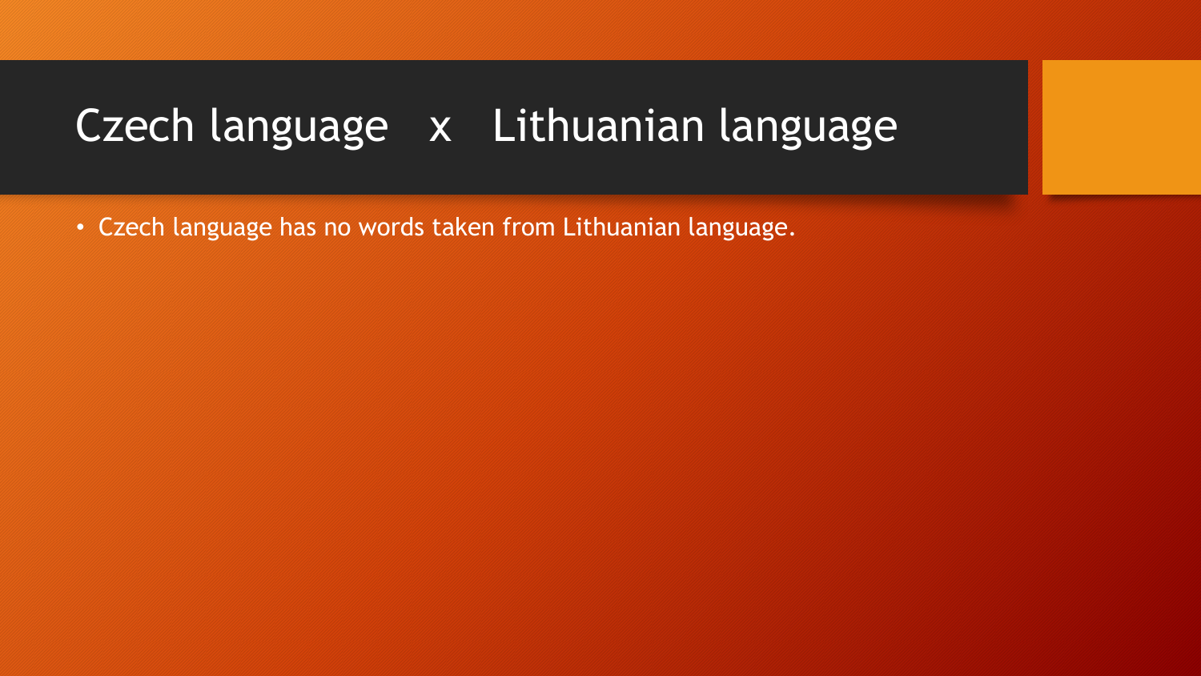# Czech language x Lithuanian language

- Czech language has no words taken from Lithuanian language.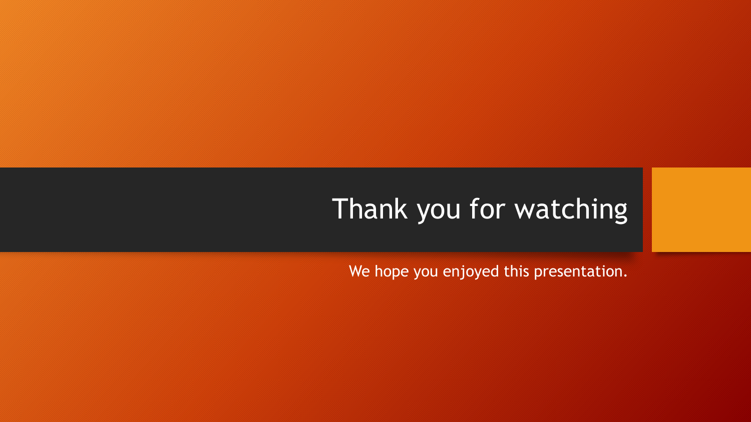# Thank you for watching

We hope you enjoyed this presentation.